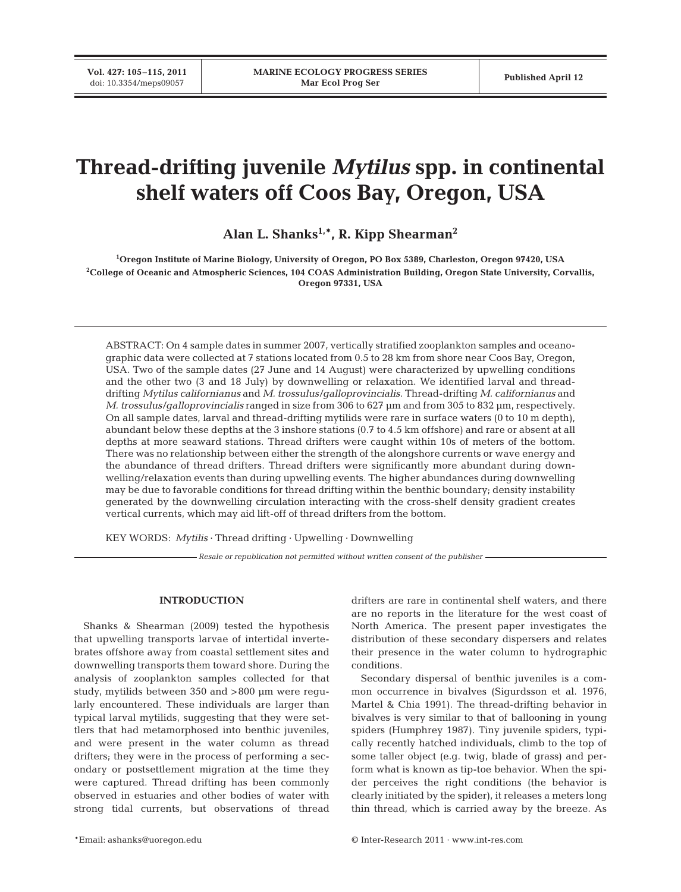# Thread-drifting juvenile *Mytilus* spp. in continental shelf waters off Coos Bay, Oregon, USA

**Alan L. Shanks[1,*], R. Kipp Shearman[2]**

[1]Oregon Institute of Marine Biology, University of Oregon, PO Box 5389, Charleston, Oregon 97420, USA
[2]College of Oceanic and Atmospheric Sciences, 104 COAS Administration Building, Oregon State University, Corvallis, Oregon 97331, USA

ABSTRACT: On 4 sample dates in summer 2007, vertically stratified zooplankton samples and oceanographic data were collected at 7 stations located from 0.5 to 28 km from shore near Coos Bay, Oregon, USA. Two of the sample dates (27 June and 14 August) were characterized by upwelling conditions and the other two (3 and 18 July) by downwelling or relaxation. We identified larval and thread-drifting *Mytilus californianus* and *M. trossulus/galloprovincialis*. Thread-drifting *M. californianus* and *M. trossulus/galloprovincialis* ranged in size from 306 to 627 µm and from 305 to 832 µm, respectively. On all sample dates, larval and thread-drifting mytilids were rare in surface waters (0 to 10 m depth), abundant below these depths at the 3 inshore stations (0.7 to 4.5 km offshore) and rare or absent at all depths at more seaward stations. Thread drifters were caught within 10s of meters of the bottom. There was no relationship between either the strength of the alongshore currents or wave energy and the abundance of thread drifters. Thread drifters were significantly more abundant during downwelling/relaxation events than during upwelling events. The higher abundances during downwelling may be due to favorable conditions for thread drifting within the benthic boundary; density instability generated by the downwelling circulation interacting with the cross-shelf density gradient creates vertical currents, which may aid lift-off of thread drifters from the bottom.

KEY WORDS: *Mytilis* · Thread drifting · Upwelling · Downwelling

*Resale or republication not permitted without written consent of the publisher*

## INTRODUCTION

Shanks & Shearman (2009) tested the hypothesis that upwelling transports larvae of intertidal invertebrates offshore away from coastal settlement sites and downwelling transports them toward shore. During the analysis of zooplankton samples collected for that study, mytilids between 350 and >800 µm were regularly encountered. These individuals are larger than typical larval mytilids, suggesting that they were settlers that had metamorphosed into benthic juveniles, and were present in the water column as thread drifters; they were in the process of performing a secondary or postsettlement migration at the time they were captured. Thread drifting has been commonly observed in estuaries and other bodies of water with strong tidal currents, but observations of thread drifters are rare in continental shelf waters, and there are no reports in the literature for the west coast of North America. The present paper investigates the distribution of these secondary dispersers and relates their presence in the water column to hydrographic conditions.

Secondary dispersal of benthic juveniles is a common occurrence in bivalves (Sigurdsson et al. 1976, Martel & Chia 1991). The thread-drifting behavior in bivalves is very similar to that of ballooning in young spiders (Humphrey 1987). Tiny juvenile spiders, typically recently hatched individuals, climb to the top of some taller object (e.g. twig, blade of grass) and perform what is known as tip-toe behavior. When the spider perceives the right conditions (the behavior is clearly initiated by the spider), it releases a meters long thin thread, which is carried away by the breeze. As

*Email: ashanks@uoregon.edu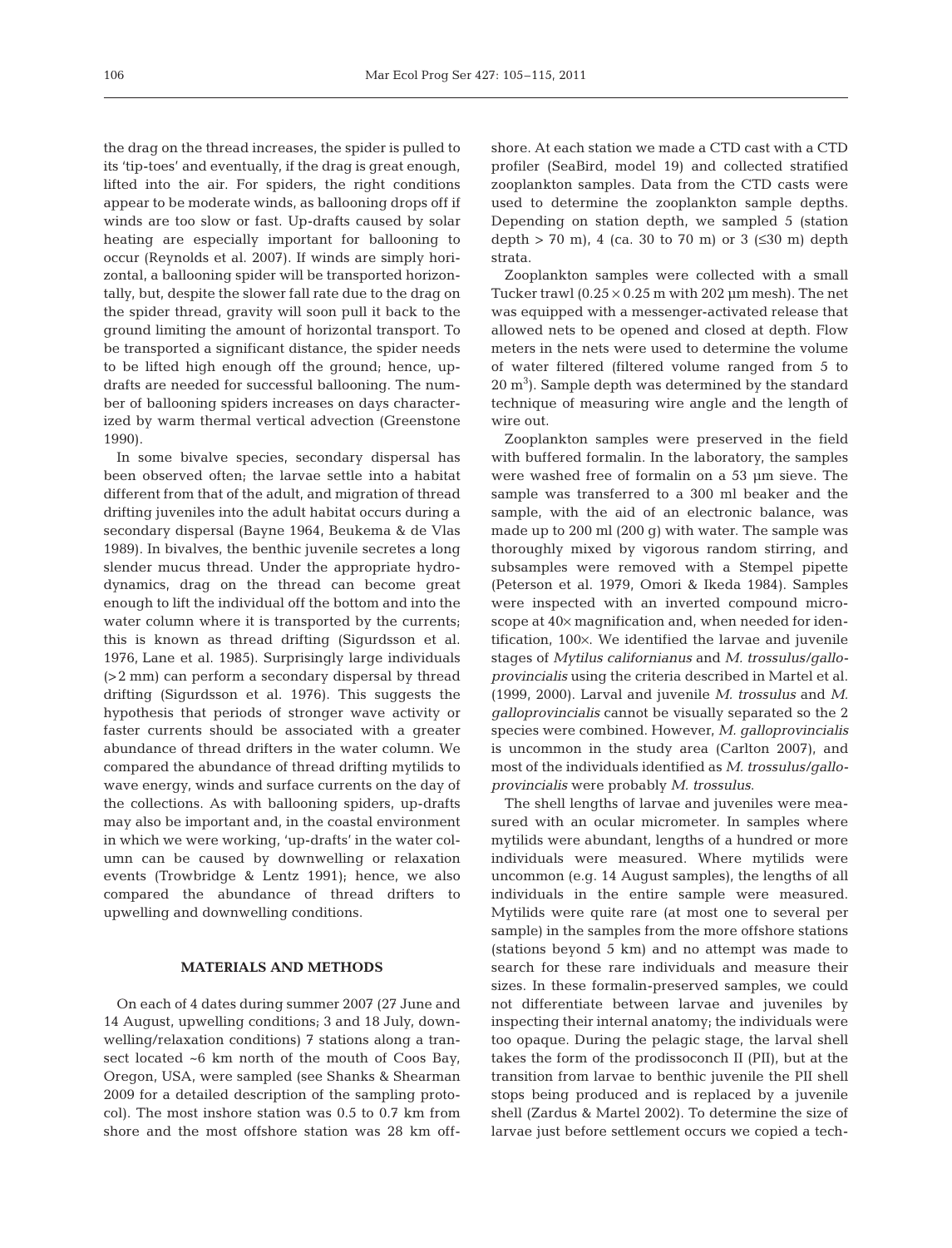the drag on the thread increases, the spider is pulled to its 'tip-toes' and eventually, if the drag is great enough, lifted into the air. For spiders, the right conditions appear to be moderate winds, as ballooning drops off if winds are too slow or fast. Up-drafts caused by solar heating are especially important for ballooning to occur (Reynolds et al. 2007). If winds are simply horizontal, a ballooning spider will be transported horizontally, but, despite the slower fall rate due to the drag on the spider thread, gravity will soon pull it back to the ground limiting the amount of horizontal transport. To be transported a significant distance, the spider needs to be lifted high enough off the ground; hence, up-drafts are needed for successful ballooning. The number of ballooning spiders increases on days characterized by warm thermal vertical advection (Greenstone 1990).

In some bivalve species, secondary dispersal has been observed often; the larvae settle into a habitat different from that of the adult, and migration of thread drifting juveniles into the adult habitat occurs during a secondary dispersal (Bayne 1964, Beukema & de Vlas 1989). In bivalves, the benthic juvenile secretes a long slender mucus thread. Under the appropriate hydrodynamics, drag on the thread can become great enough to lift the individual off the bottom and into the water column where it is transported by the currents; this is known as thread drifting (Sigurdsson et al. 1976, Lane et al. 1985). Surprisingly large individuals (>2 mm) can perform a secondary dispersal by thread drifting (Sigurdsson et al. 1976). This suggests the hypothesis that periods of stronger wave activity or faster currents should be associated with a greater abundance of thread drifters in the water column. We compared the abundance of thread drifting mytilids to wave energy, winds and surface currents on the day of the collections. As with ballooning spiders, up-drafts may also be important and, in the coastal environment in which we were working, 'up-drafts' in the water column can be caused by downwelling or relaxation events (Trowbridge & Lentz 1991); hence, we also compared the abundance of thread drifters to upwelling and downwelling conditions.

## MATERIALS AND METHODS

On each of 4 dates during summer 2007 (27 June and 14 August, upwelling conditions; 3 and 18 July, downwelling/relaxation conditions) 7 stations along a transect located ~6 km north of the mouth of Coos Bay, Oregon, USA, were sampled (see Shanks & Shearman 2009 for a detailed description of the sampling protocol). The most inshore station was 0.5 to 0.7 km from shore and the most offshore station was 28 km offshore. At each station we made a CTD cast with a CTD profiler (SeaBird, model 19) and collected stratified zooplankton samples. Data from the CTD casts were used to determine the zooplankton sample depths. Depending on station depth, we sampled 5 (station depth > 70 m), 4 (ca. 30 to 70 m) or 3 (≤30 m) depth strata.

Zooplankton samples were collected with a small Tucker trawl (0.25 × 0.25 m with 202 µm mesh). The net was equipped with a messenger-activated release that allowed nets to be opened and closed at depth. Flow meters in the nets were used to determine the volume of water filtered (filtered volume ranged from 5 to 20 $m^3$). Sample depth was determined by the standard technique of measuring wire angle and the length of wire out.

Zooplankton samples were preserved in the field with buffered formalin. In the laboratory, the samples were washed free of formalin on a 53 µm sieve. The sample was transferred to a 300 ml beaker and the sample, with the aid of an electronic balance, was made up to 200 ml (200 g) with water. The sample was thoroughly mixed by vigorous random stirring, and subsamples were removed with a Stempel pipette (Peterson et al. 1979, Omori & Ikeda 1984). Samples were inspected with an inverted compound microscope at 40× magnification and, when needed for identification, 100×. We identified the larvae and juvenile stages of *Mytilus californianus* and *M. trossulus/galloprovincialis* using the criteria described in Martel et al. (1999, 2000). Larval and juvenile *M. trossulus* and *M. galloprovincialis* cannot be visually separated so the 2 species were combined. However, *M. galloprovincialis* is uncommon in the study area (Carlton 2007), and most of the individuals identified as *M. trossulus/galloprovincialis* were probably *M. trossulus*.

The shell lengths of larvae and juveniles were measured with an ocular micrometer. In samples where mytilids were abundant, lengths of a hundred or more individuals were measured. Where mytilids were uncommon (e.g. 14 August samples), the lengths of all individuals in the entire sample were measured. Mytilids were quite rare (at most one to several per sample) in the samples from the more offshore stations (stations beyond 5 km) and no attempt was made to search for these rare individuals and measure their sizes. In these formalin-preserved samples, we could not differentiate between larvae and juveniles by inspecting their internal anatomy; the individuals were too opaque. During the pelagic stage, the larval shell takes the form of the prodissoconch II (PII), but at the transition from larvae to benthic juvenile the PII shell stops being produced and is replaced by a juvenile shell (Zardus & Martel 2002). To determine the size of larvae just before settlement occurs we copied a tech-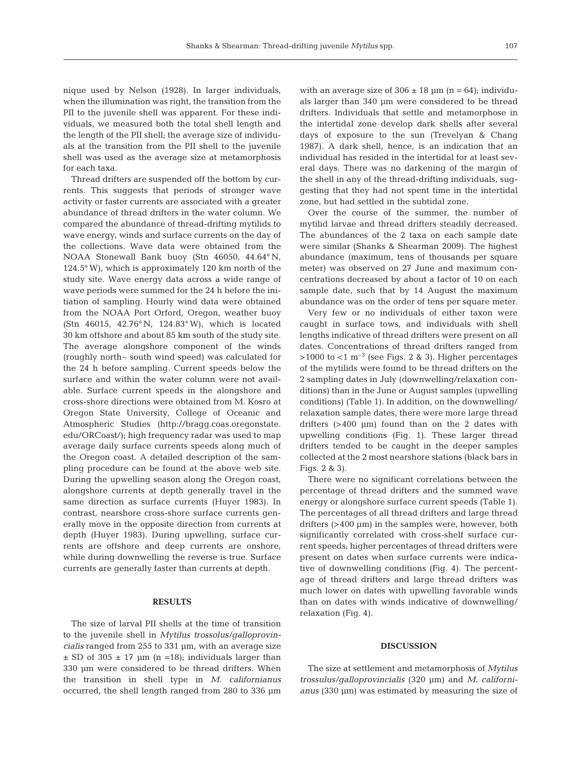nique used by Nelson (1928). In larger individuals, when the illumination was right, the transition from the PII to the juvenile shell was apparent. For these individuals, we measured both the total shell length and the length of the PII shell; the average size of individuals at the transition from the PII shell to the juvenile shell was used as the average size at metamorphosis for each taxa.

Thread drifters are suspended off the bottom by currents. This suggests that periods of stronger wave activity or faster currents are associated with a greater abundance of thread drifters in the water column. We compared the abundance of thread-drifting mytilids to wave energy, winds and surface currents on the day of the collections. Wave data were obtained from the NOAA Stonewall Bank buoy (Stn 46050, 44.64° N, 124.5° W), which is approximately 120 km north of the study site. Wave energy data across a wide range of wave periods were summed for the 24 h before the initiation of sampling. Hourly wind data were obtained from the NOAA Port Orford, Oregon, weather buoy (Stn 46015, 42.76° N, 124.83° W), which is located 30 km offshore and about 85 km south of the study site. The average alongshore component of the winds (roughly north– south wind speed) was calculated for the 24 h before sampling. Current speeds below the surface and within the water column were not available. Surface current speeds in the alongshore and cross-shore directions were obtained from M. Kosro at Oregon State University, College of Oceanic and Atmospheric Studies (http://bragg.coas.oregonstate.edu/ORCoast/); high frequency radar was used to map average daily surface currents speeds along much of the Oregon coast. A detailed description of the sampling procedure can be found at the above web site. During the upwelling season along the Oregon coast, alongshore currents at depth generally travel in the same direction as surface currents (Huyer 1983). In contrast, nearshore cross-shore surface currents generally move in the opposite direction from currents at depth (Huyer 1983). During upwelling, surface currents are offshore and deep currents are onshore, while during downwelling the reverse is true. Surface currents are generally faster than currents at depth.

## RESULTS

The size of larval PII shells at the time of transition to the juvenile shell in *Mytilus trossolus/galloprovincialis* ranged from 255 to 331 µm, with an average size ± SD of 305 ± 17 µm (n =18); individuals larger than 330 µm were considered to be thread drifters. When the transition in shell type in *M. californianus* occurred, the shell length ranged from 280 to 336 µm with an average size of 306 ± 18 µm (n = 64); individuals larger than 340 µm were considered to be thread drifters. Individuals that settle and metamorphose in the intertidal zone develop dark shells after several days of exposure to the sun (Trevelyan & Chang 1987). A dark shell, hence, is an indication that an individual has resided in the intertidal for at least several days. There was no darkening of the margin of the shell in any of the thread-drifting individuals, suggesting that they had not spent time in the intertidal zone, but had settled in the subtidal zone.

Over the course of the summer, the number of mytilid larvae and thread drifters steadily decreased. The abundances of the 2 taxa on each sample date were similar (Shanks & Shearman 2009). The highest abundance (maximum, tens of thousands per square meter) was observed on 27 June and maximum concentrations decreased by about a factor of 10 on each sample date, such that by 14 August the maximum abundance was on the order of tens per square meter.

Very few or no individuals of either taxon were caught in surface tows, and individuals with shell lengths indicative of thread drifters were present on all dates. Concentrations of thread drifters ranged from >1000 to <1 $m^{-3}$ (see Figs. 2 & 3). Higher percentages of the mytilids were found to be thread drifters on the 2 sampling dates in July (downwelling/relaxation conditions) than in the June or August samples (upwelling conditions) (Table 1). In addition, on the downwelling/relaxation sample dates, there were more large thread drifters (>400 µm) found than on the 2 dates with upwelling conditions (Fig. 1). These larger thread drifters tended to be caught in the deeper samples collected at the 2 most nearshore stations (black bars in Figs. 2 & 3).

There were no significant correlations between the percentage of thread drifters and the summed wave energy or alongshore surface current speeds (Table 1). The percentages of all thread drifters and large thread drifters (>400 µm) in the samples were, however, both significantly correlated with cross-shelf surface current speeds; higher percentages of thread drifters were present on dates when surface currents were indicative of downwelling conditions (Fig. 4). The percentage of thread drifters and large thread drifters was much lower on dates with upwelling favorable winds than on dates with winds indicative of downwelling/relaxation (Fig. 4).

## DISCUSSION

The size at settlement and metamorphosis of *Mytilus trossolus/galloprovincialis* (320 µm) and *M. californianus* (330 µm) was estimated by measuring the size of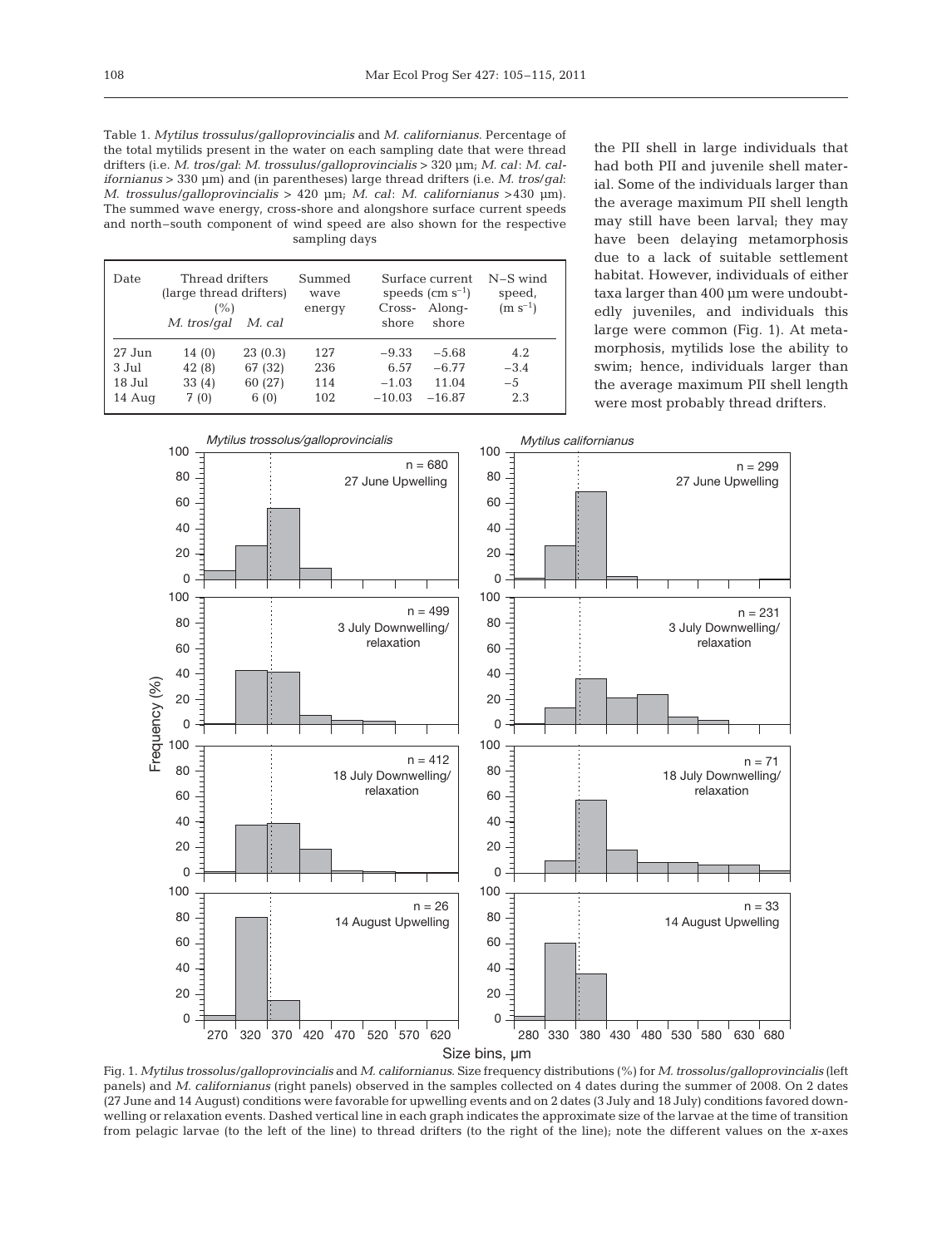Table 1. *Mytilus trossulus/galloprovincialis* and *M. californianus*. Percentage of the total mytilids present in the water on each sampling date that were thread drifters (i.e. *M. tros/gal*: *M. trossulus/galloprovincialis* > 320 µm; *M. cal*: *M. californianus* > 330 µm) and (in parentheses) large thread drifters (i.e. *M. tros/gal*: *M. trossulus/galloprovincialis* > 420 µm; *M. cal*: *M. californianus* >430 µm). The summed wave energy, cross-shore and alongshore surface current speeds and north–south component of wind speed are also shown for the respective sampling days

| Date | Thread drifters (large thread drifters) (%) | | Summed wave energy | Surface current speeds (cm $s^{-1}$) | | N–S wind speed, (m $s^{-1}$) |
|---|---|---|---|---|---|---|
| | *M. tros/gal* | *M. cal* | | Cross-shore | Along-shore | |
| 27 Jun | 14 (0) | 23 (0.3) | 127 | −9.33 | −5.68 | 4.2 |
| 3 Jul | 42 (8) | 67 (32) | 236 | 6.57 | −6.77 | −3.4 |
| 18 Jul | 33 (4) | 60 (27) | 114 | −1.03 | 11.04 | −5 |
| 14 Aug | 7 (0) | 6 (0) | 102 | −10.03 | −16.87 | 2.3 |

the PII shell in large individuals that had both PII and juvenile shell material. Some of the individuals larger than the average maximum PII shell length may still have been larval; they may have been delaying metamorphosis due to a lack of suitable settlement habitat. However, individuals of either taxa larger than 400 µm were undoubtedly juveniles, and individuals this large were common (Fig. 1). At metamorphosis, mytilids lose the ability to swim; hence, individuals larger than the average maximum PII shell length were most probably thread drifters.

Fig. 1. *Mytilus trossulus/galloprovincialis* and *M. californianus*. Size frequency distributions (%) for *M. trossulus/galloprovincialis* (left panels) and *M. californianus* (right panels) observed in the samples collected on 4 dates during the summer of 2008. On 2 dates (27 June and 14 August) conditions were favorable for upwelling events and on 2 dates (3 July and 18 July) conditions favored downwelling or relaxation events. Dashed vertical line in each graph indicates the approximate size of the larvae at the time of transition from pelagic larvae (to the left of the line) to thread drifters (to the right of the line); note the different values on the *x*-axes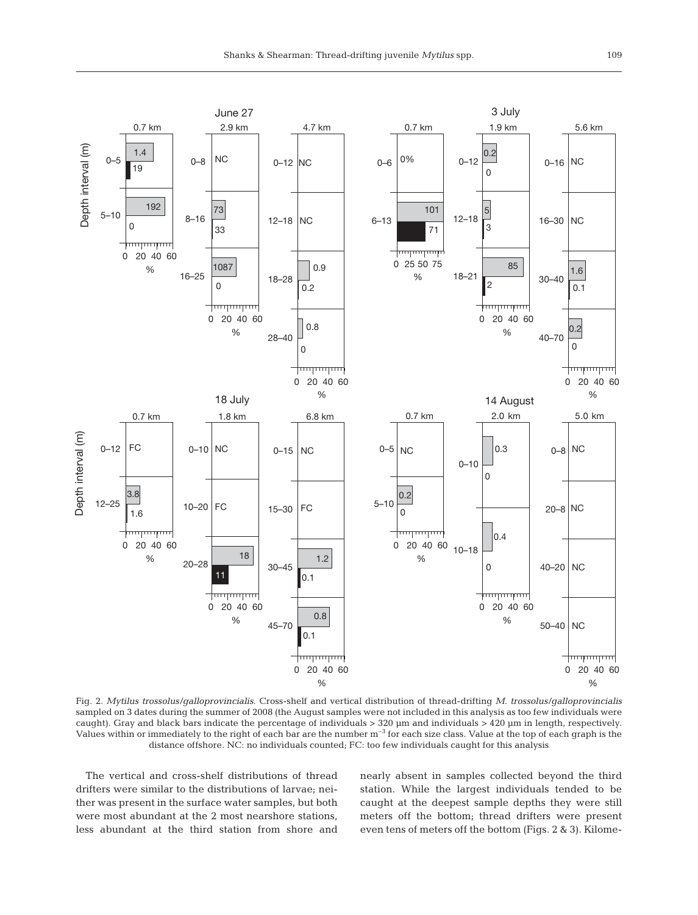Fig. 2. *Mytilus trossolus/galloprovincialis*. Cross-shelf and vertical distribution of thread-drifting *M. trossolus/galloprovincialis* sampled on 3 dates during the summer of 2008 (the August samples were not included in this analysis as too few individuals were caught). Gray and black bars indicate the percentage of individuals > 320 µm and individuals > 420 µm in length, respectively. Values within or immediately to the right of each bar are the number $m^{-3}$ for each size class. Value at the top of each graph is the distance offshore. NC: no individuals counted; FC: too few individuals caught for this analysis

The vertical and cross-shelf distributions of thread drifters were similar to the distributions of larvae; neither was present in the surface water samples, but both were most abundant at the 2 most nearshore stations, less abundant at the third station from shore and nearly absent in samples collected beyond the third station. While the largest individuals tended to be caught at the deepest sample depths they were still meters off the bottom; thread drifters were present even tens of meters off the bottom (Figs. 2 & 3). Kilome-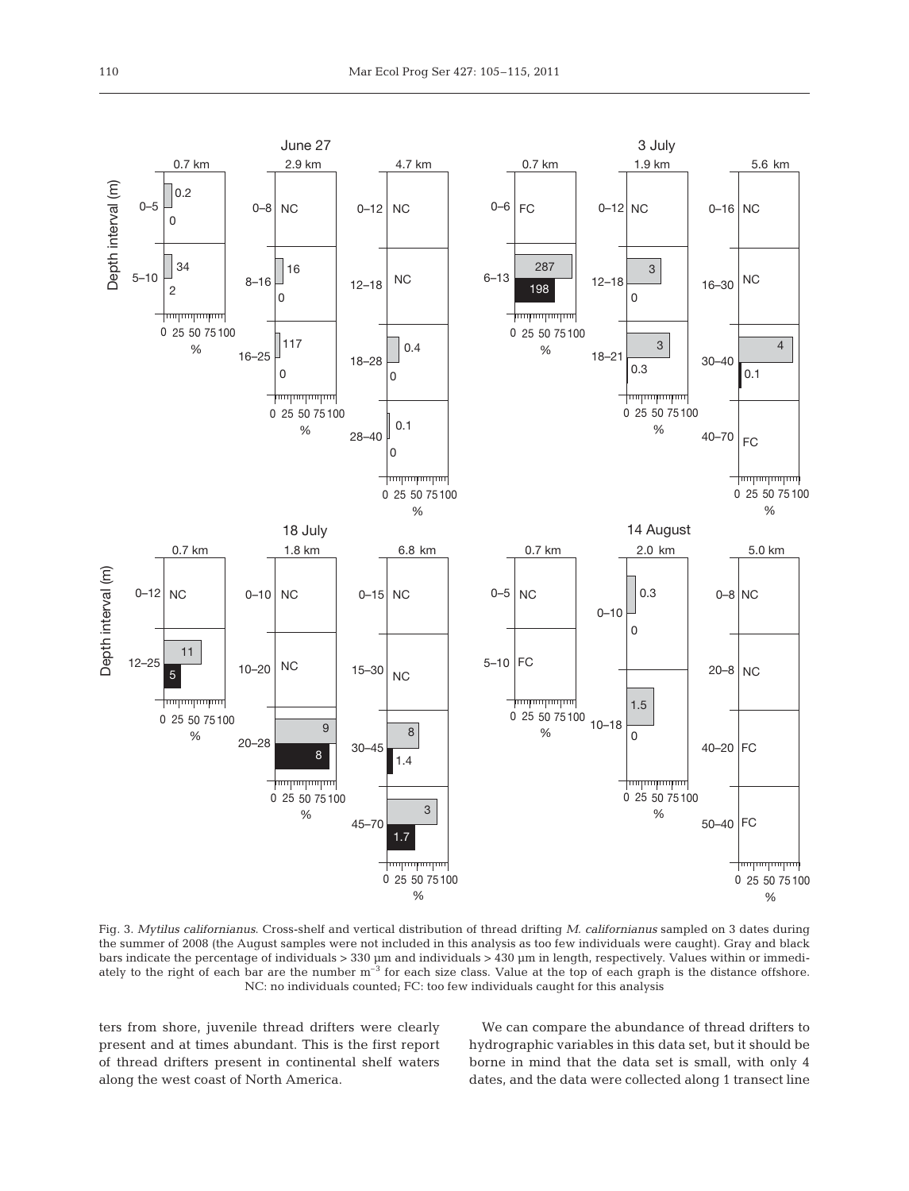Fig. 3. *Mytilus californianus*. Cross-shelf and vertical distribution of thread drifting *M. californianus* sampled on 3 dates during the summer of 2008 (the August samples were not included in this analysis as too few individuals were caught). Gray and black bars indicate the percentage of individuals > 330 µm and individuals > 430 µm in length, respectively. Values within or immediately to the right of each bar are the number $m^{-3}$ for each size class. Value at the top of each graph is the distance offshore. NC: no individuals counted; FC: too few individuals caught for this analysis

ters from shore, juvenile thread drifters were clearly present and at times abundant. This is the first report of thread drifters present in continental shelf waters along the west coast of North America.

We can compare the abundance of thread drifters to hydrographic variables in this data set, but it should be borne in mind that the data set is small, with only 4 dates, and the data were collected along 1 transect line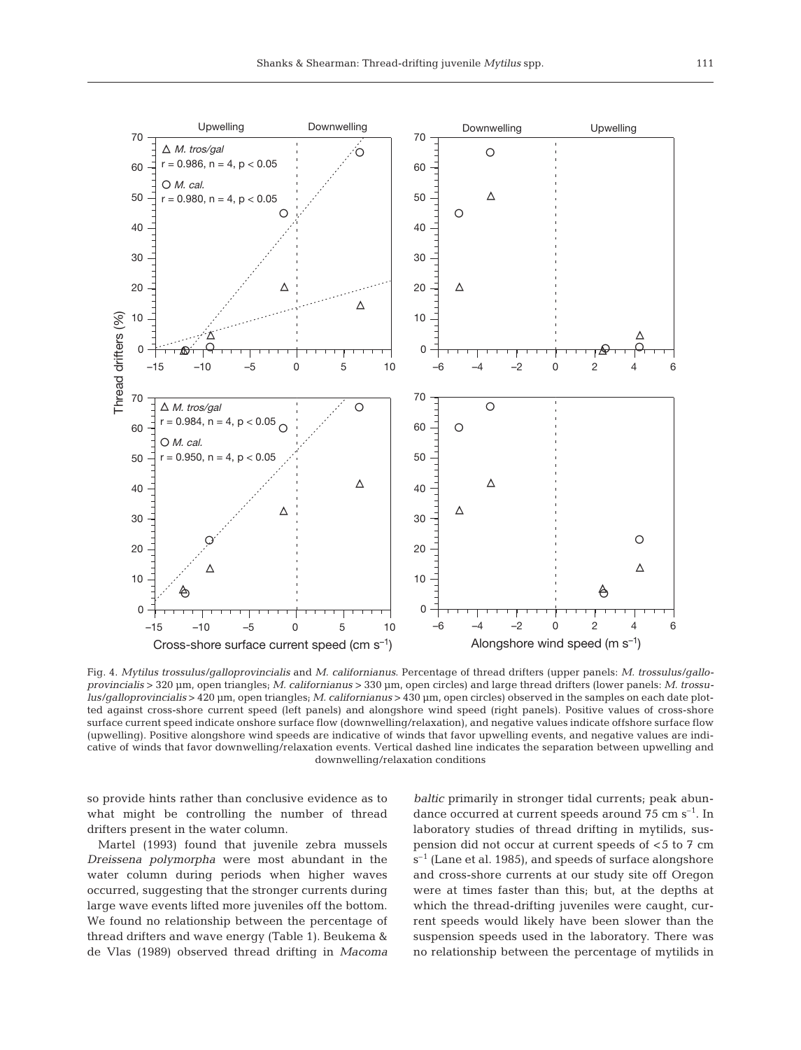Fig. 4. *Mytilus trossulus/galloprovincialis* and *M. californianus*. Percentage of thread drifters (upper panels: *M. trossulus/galloprovincialis* > 320 µm, open triangles; *M. californianus* > 330 µm, open circles) and large thread drifters (lower panels: *M. trossulus/galloprovincialis* > 420 µm, open triangles; *M. californianus* > 430 µm, open circles) observed in the samples on each date plotted against cross-shore current speed (left panels) and alongshore wind speed (right panels). Positive values of cross-shore surface current speed indicate onshore surface flow (downwelling/relaxation), and negative values indicate offshore surface flow (upwelling). Positive alongshore wind speeds are indicative of winds that favor upwelling events, and negative values are indicative of winds that favor downwelling/relaxation events. Vertical dashed line indicates the separation between upwelling and downwelling/relaxation conditions

so provide hints rather than conclusive evidence as to what might be controlling the number of thread drifters present in the water column.

Martel (1993) found that juvenile zebra mussels *Dreissena polymorpha* were most abundant in the water column during periods when higher waves occurred, suggesting that the stronger currents during large wave events lifted more juveniles off the bottom. We found no relationship between the percentage of thread drifters and wave energy (Table 1). Beukema & de Vlas (1989) observed thread drifting in *Macoma baltic* primarily in stronger tidal currents; peak abundance occurred at current speeds around 75 cm $s^{-1}$. In laboratory studies of thread drifting in mytilids, suspension did not occur at current speeds of <5 to 7 cm $s^{-1}$ (Lane et al. 1985), and speeds of surface alongshore and cross-shore currents at our study site off Oregon were at times faster than this; but, at the depths at which the thread-drifting juveniles were caught, current speeds would likely have been slower than the suspension speeds used in the laboratory. There was no relationship between the percentage of mytilids in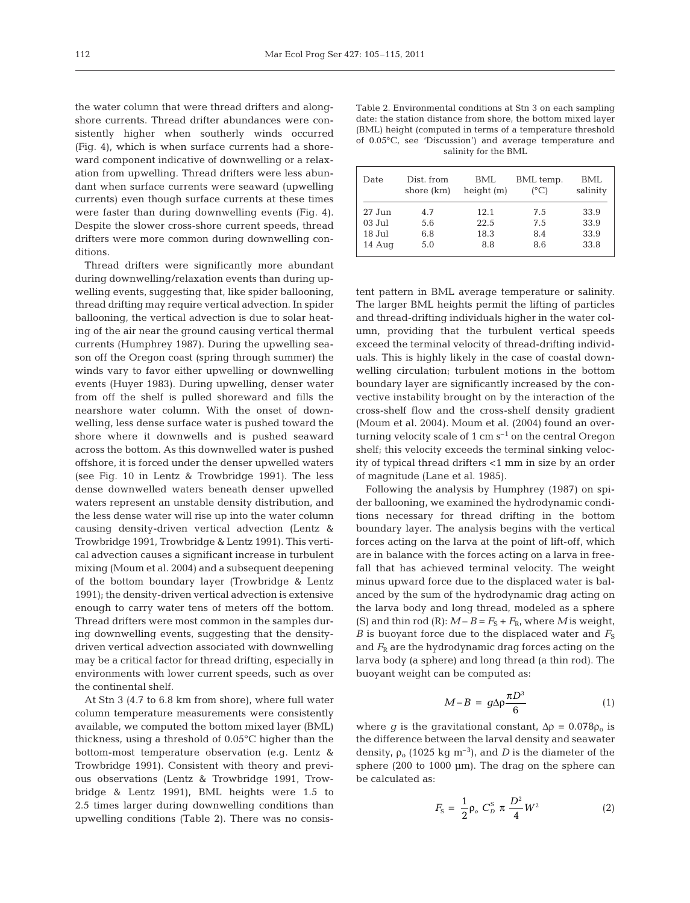the water column that were thread drifters and alongshore currents. Thread drifter abundances were consistently higher when southerly winds occurred (Fig. 4), which is when surface currents had a shoreward component indicative of downwelling or a relaxation from upwelling. Thread drifters were less abundant when surface currents were seaward (upwelling currents) even though surface currents at these times were faster than during downwelling events (Fig. 4). Despite the slower cross-shore current speeds, thread drifters were more common during downwelling conditions.

Thread drifters were significantly more abundant during downwelling/relaxation events than during upwelling events, suggesting that, like spider ballooning, thread drifting may require vertical advection. In spider ballooning, the vertical advection is due to solar heating of the air near the ground causing vertical thermal currents (Humphrey 1987). During the upwelling season off the Oregon coast (spring through summer) the winds vary to favor either upwelling or downwelling events (Huyer 1983). During upwelling, denser water from off the shelf is pulled shoreward and fills the nearshore water column. With the onset of downwelling, less dense surface water is pushed toward the shore where it downwells and is pushed seaward across the bottom. As this downwelled water is pushed offshore, it is forced under the denser upwelled waters (see Fig. 10 in Lentz & Trowbridge 1991). The less dense downwelled waters beneath denser upwelled waters represent an unstable density distribution, and the less dense water will rise up into the water column causing density-driven vertical advection (Lentz & Trowbridge 1991, Trowbridge & Lentz 1991). This vertical advection causes a significant increase in turbulent mixing (Moum et al. 2004) and a subsequent deepening of the bottom boundary layer (Trowbridge & Lentz 1991); the density-driven vertical advection is extensive enough to carry water tens of meters off the bottom. Thread drifters were most common in the samples during downwelling events, suggesting that the density-driven vertical advection associated with downwelling may be a critical factor for thread drifting, especially in environments with lower current speeds, such as over the continental shelf.

At Stn 3 (4.7 to 6.8 km from shore), where full water column temperature measurements were consistently available, we computed the bottom mixed layer (BML) thickness, using a threshold of 0.05°C higher than the bottom-most temperature observation (e.g. Lentz & Trowbridge 1991). Consistent with theory and previous observations (Lentz & Trowbridge 1991, Trowbridge & Lentz 1991), BML heights were 1.5 to 2.5 times larger during downwelling conditions than upwelling conditions (Table 2). There was no consistent pattern in BML average temperature or salinity. The larger BML heights permit the lifting of particles and thread-drifting individuals higher in the water column, providing that the turbulent vertical speeds exceed the terminal velocity of thread-drifting individuals. This is highly likely in the case of coastal downwelling circulation; turbulent motions in the bottom boundary layer are significantly increased by the convective instability brought on by the interaction of the cross-shelf flow and the cross-shelf density gradient (Moum et al. 2004). Moum et al. (2004) found an overturning velocity scale of 1 cm s$^{-1}$ on the central Oregon shelf; this velocity exceeds the terminal sinking velocity of typical thread drifters <1 mm in size by an order of magnitude (Lane et al. 1985).

Table 2. Environmental conditions at Stn 3 on each sampling date: the station distance from shore, the bottom mixed layer (BML) height (computed in terms of a temperature threshold of 0.05°C, see 'Discussion') and average temperature and salinity for the BML

| Date | Dist. from shore (km) | BML height (m) | BML temp. (°C) | BML salinity |
|---|---|---|---|---|
| 27 Jun | 4.7 | 12.1 | 7.5 | 33.9 |
| 03 Jul | 5.6 | 22.5 | 7.5 | 33.9 |
| 18 Jul | 6.8 | 18.3 | 8.4 | 33.9 |
| 14 Aug | 5.0 | 8.8 | 8.6 | 33.8 |

Following the analysis by Humphrey (1987) on spider ballooning, we examined the hydrodynamic conditions necessary for thread drifting in the bottom boundary layer. The analysis begins with the vertical forces acting on the larva at the point of lift-off, which are in balance with the forces acting on a larva in free-fall that has achieved terminal velocity. The weight minus upward force due to the displaced water is balanced by the sum of the hydrodynamic drag acting on the larva body and long thread, modeled as a sphere (S) and thin rod (R): $M - B = F_S + F_R$, where $M$ is weight, $B$ is buoyant force due to the displaced water and $F_S$ and $F_R$ are the hydrodynamic drag forces acting on the larva body (a sphere) and long thread (a thin rod). The buoyant weight can be computed as:

$$M - B = g\Delta\rho\frac{\pi D^3}{6} \quad (1)$$

where $g$ is the gravitational constant, $\Delta\rho = 0.078\rho_o$ is the difference between the larval density and seawater density, $\rho_o$ (1025 kg m$^{-3}$), and $D$ is the diameter of the sphere (200 to 1000 µm). The drag on the sphere can be calculated as:

$$F_S = \frac{1}{2}\rho_o\, C_D^S\, \pi\, \frac{D^2}{4}W^2 \quad (2)$$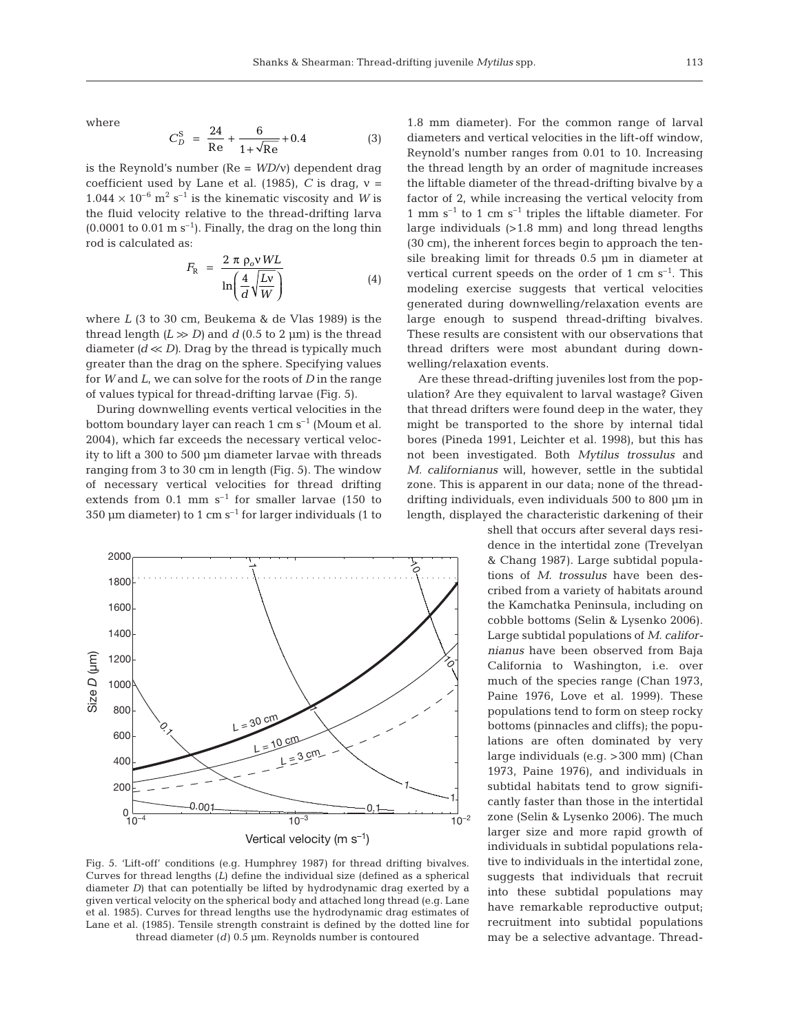where

$$C_D^S = \frac{24}{\text{Re}} + \frac{6}{1+\sqrt{\text{Re}}} + 0.4 \quad (3)$$

is the Reynold's number (Re = $WD/\nu$) dependent drag coefficient used by Lane et al. (1985), $C$ is drag, $\nu = 1.044 \times 10^{-6}$ m$^2$ s$^{-1}$ is the kinematic viscosity and $W$ is the fluid velocity relative to the thread-drifting larva (0.0001 to 0.01 m s$^{-1}$). Finally, the drag on the long thin rod is calculated as:

$$F_R = \frac{2\,\pi\,\rho_o \nu W L}{\ln\left(\frac{4}{d}\sqrt{\frac{L\nu}{W}}\right)} \quad (4)$$

where $L$ (3 to 30 cm, Beukema & de Vlas 1989) is the thread length ($L \gg D$) and $d$ (0.5 to 2 µm) is the thread diameter ($d \ll D$). Drag by the thread is typically much greater than the drag on the sphere. Specifying values for $W$ and $L$, we can solve for the roots of $D$ in the range of values typical for thread-drifting larvae (Fig. 5).

During downwelling events vertical velocities in the bottom boundary layer can reach 1 cm s$^{-1}$ (Moum et al. 2004), which far exceeds the necessary vertical velocity to lift a 300 to 500 µm diameter larvae with threads ranging from 3 to 30 cm in length (Fig. 5). The window of necessary vertical velocities for thread drifting extends from 0.1 mm s$^{-1}$ for smaller larvae (150 to 350 µm diameter) to 1 cm s$^{-1}$ for larger individuals (1 to 1.8 mm diameter). For the common range of larval diameters and vertical velocities in the lift-off window, Reynold's number ranges from 0.01 to 10. Increasing the thread length by an order of magnitude increases the liftable diameter of the thread-drifting bivalve by a factor of 2, while increasing the vertical velocity from 1 mm s$^{-1}$ to 1 cm s$^{-1}$ triples the liftable diameter. For large individuals (>1.8 mm) and long thread lengths (30 cm), the inherent forces begin to approach the tensile breaking limit for threads 0.5 µm in diameter at vertical current speeds on the order of 1 cm s$^{-1}$. This modeling exercise suggests that vertical velocities generated during downwelling/relaxation events are large enough to suspend thread-drifting bivalves. These results are consistent with our observations that thread drifters were most abundant during downwelling/relaxation events.

Fig. 5. 'Lift-off' conditions (e.g. Humphrey 1987) for thread drifting bivalves. Curves for thread lengths ($L$) define the individual size (defined as a spherical diameter $D$) that can potentially be lifted by hydrodynamic drag exerted by a given vertical velocity on the spherical body and attached long thread (e.g. Lane et al. 1985). Curves for thread lengths use the hydrodynamic drag estimates of Lane et al. (1985). Tensile strength constraint is defined by the dotted line for thread diameter ($d$) 0.5 µm. Reynolds number is contoured

Are these thread-drifting juveniles lost from the population? Are they equivalent to larval wastage? Given that thread drifters were found deep in the water, they might be transported to the shore by internal tidal bores (Pineda 1991, Leichter et al. 1998), but this has not been investigated. Both *Mytilus trossulus* and *M. californianus* will, however, settle in the subtidal zone. This is apparent in our data; none of the thread-drifting individuals, even individuals 500 to 800 µm in length, displayed the characteristic darkening of their shell that occurs after several days residence in the intertidal zone (Trevelyan & Chang 1987). Large subtidal populations of *M. trossulus* have been described from a variety of habitats around the Kamchatka Peninsula, including on cobble bottoms (Selin & Lysenko 2006). Large subtidal populations of *M. californianus* have been observed from Baja California to Washington, i.e. over much of the species range (Chan 1973, Paine 1976, Love et al. 1999). These populations tend to form on steep rocky bottoms (pinnacles and cliffs); the populations are often dominated by very large individuals (e.g. >300 mm) (Chan 1973, Paine 1976), and individuals in subtidal habitats tend to grow significantly faster than those in the intertidal zone (Selin & Lysenko 2006). The much larger size and more rapid growth of individuals in subtidal populations relative to individuals in the intertidal zone, suggests that individuals that recruit into these subtidal populations may have remarkable reproductive output; recruitment into subtidal populations may be a selective advantage. Thread-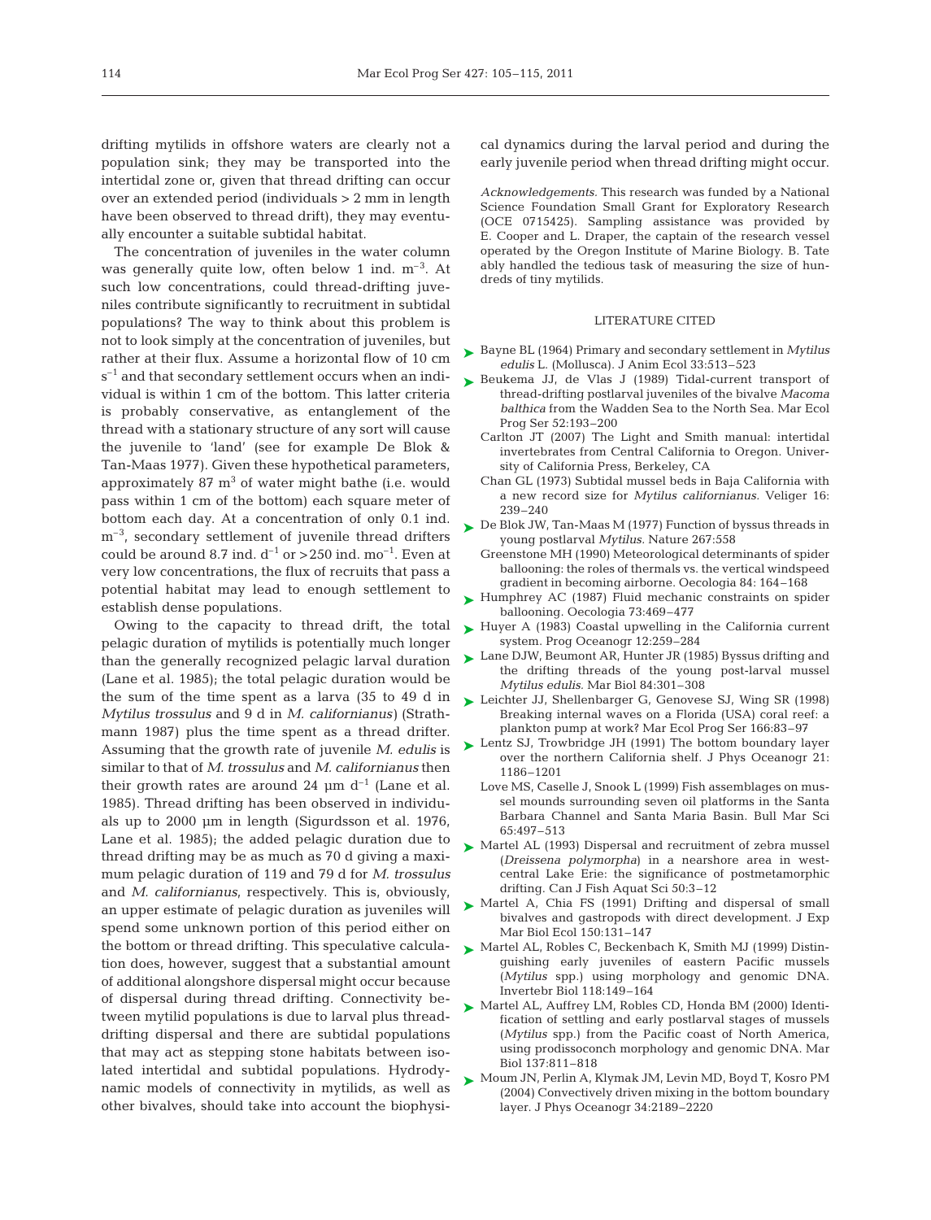drifting mytilids in offshore waters are clearly not a population sink; they may be transported into the intertidal zone or, given that thread drifting can occur over an extended period (individuals > 2 mm in length have been observed to thread drift), they may eventually encounter a suitable subtidal habitat.

The concentration of juveniles in the water column was generally quite low, often below 1 ind. $m^{-3}$. At such low concentrations, could thread-drifting juveniles contribute significantly to recruitment in subtidal populations? The way to think about this problem is not to look simply at the concentration of juveniles, but rather at their flux. Assume a horizontal flow of 10 cm $s^{-1}$ and that secondary settlement occurs when an individual is within 1 cm of the bottom. This latter criteria is probably conservative, as entanglement of the thread with a stationary structure of any sort will cause the juvenile to 'land' (see for example De Blok & Tan-Maas 1977). Given these hypothetical parameters, approximately 87 $m^3$ of water might bathe (i.e. would pass within 1 cm of the bottom) each square meter of bottom each day. At a concentration of only 0.1 ind. $m^{-3}$, secondary settlement of juvenile thread drifters could be around 8.7 ind. $d^{-1}$ or >250 ind. $mo^{-1}$. Even at very low concentrations, the flux of recruits that pass a potential habitat may lead to enough settlement to establish dense populations.

Owing to the capacity to thread drift, the total pelagic duration of mytilids is potentially much longer than the generally recognized pelagic larval duration (Lane et al. 1985); the total pelagic duration would be the sum of the time spent as a larva (35 to 49 d in *Mytilus trossulus* and 9 d in *M. californianus*) (Strathmann 1987) plus the time spent as a thread drifter. Assuming that the growth rate of juvenile *M. edulis* is similar to that of *M. trossulus* and *M. californianus* then their growth rates are around 24 µm $d^{-1}$ (Lane et al. 1985). Thread drifting has been observed in individuals up to 2000 µm in length (Sigurdsson et al. 1976, Lane et al. 1985); the added pelagic duration due to thread drifting may be as much as 70 d giving a maximum pelagic duration of 119 and 79 d for *M. trossulus* and *M. californianus*, respectively. This is, obviously, an upper estimate of pelagic duration as juveniles will spend some unknown portion of this period either on the bottom or thread drifting. This speculative calculation does, however, suggest that a substantial amount of additional alongshore dispersal might occur because of dispersal during thread drifting. Connectivity between mytilid populations is due to larval plus thread-drifting dispersal and there are subtidal populations that may act as stepping stone habitats between isolated intertidal and subtidal populations. Hydrodynamic models of connectivity in mytilids, as well as other bivalves, should take into account the biophysical dynamics during the larval period and during the early juvenile period when thread drifting might occur.

*Acknowledgements.* This research was funded by a National Science Foundation Small Grant for Exploratory Research (OCE 0715425). Sampling assistance was provided by E. Cooper and L. Draper, the captain of the research vessel operated by the Oregon Institute of Marine Biology. B. Tate ably handled the tedious task of measuring the size of hundreds of tiny mytilids.

## LITERATURE CITED

- Bayne BL (1964) Primary and secondary settlement in *Mytilus edulis* L. (Mollusca). J Anim Ecol 33:513–523
- Beukema JJ, de Vlas J (1989) Tidal-current transport of thread-drifting postlarval juveniles of the bivalve *Macoma balthica* from the Wadden Sea to the North Sea. Mar Ecol Prog Ser 52:193–200
- Carlton JT (2007) The Light and Smith manual: intertidal invertebrates from Central California to Oregon. University of California Press, Berkeley, CA
- Chan GL (1973) Subtidal mussel beds in Baja California with a new record size for *Mytilus californianus.* Veliger 16: 239–240
- De Blok JW, Tan-Maas M (1977) Function of byssus threads in young postlarval *Mytilus.* Nature 267:558
- Greenstone MH (1990) Meteorological determinants of spider ballooning: the roles of thermals vs. the vertical windspeed gradient in becoming airborne. Oecologia 84: 164–168
- Humphrey AC (1987) Fluid mechanic constraints on spider ballooning. Oecologia 73:469–477
- Huyer A (1983) Coastal upwelling in the California current system. Prog Oceanogr 12:259–284
- Lane DJW, Beumont AR, Hunter JR (1985) Byssus drifting and the drifting threads of the young post-larval mussel *Mytilus edulis.* Mar Biol 84:301–308
- Leichter JJ, Shellenbarger G, Genovese SJ, Wing SR (1998) Breaking internal waves on a Florida (USA) coral reef: a plankton pump at work? Mar Ecol Prog Ser 166:83–97
- Lentz SJ, Trowbridge JH (1991) The bottom boundary layer over the northern California shelf. J Phys Oceanogr 21: 1186–1201
- Love MS, Caselle J, Snook L (1999) Fish assemblages on mussel mounds surrounding seven oil platforms in the Santa Barbara Channel and Santa Maria Basin. Bull Mar Sci 65:497–513
- Martel AL (1993) Dispersal and recruitment of zebra mussel (*Dreissena polymorpha*) in a nearshore area in west-central Lake Erie: the significance of postmetamorphic drifting. Can J Fish Aquat Sci 50:3–12
- Martel A, Chia FS (1991) Drifting and dispersal of small bivalves and gastropods with direct development. J Exp Mar Biol Ecol 150:131–147
- Martel AL, Robles C, Beckenbach K, Smith MJ (1999) Distinguishing early juveniles of eastern Pacific mussels (*Mytilus* spp.) using morphology and genomic DNA. Invertebr Biol 118:149–164
- Martel AL, Auffrey LM, Robles CD, Honda BM (2000) Identification of settling and early postlarval stages of mussels (*Mytilus* spp.) from the Pacific coast of North America, using prodissoconch morphology and genomic DNA. Mar Biol 137:811–818
- Moum JN, Perlin A, Klymak JM, Levin MD, Boyd T, Kosro PM (2004) Convectively driven mixing in the bottom boundary layer. J Phys Oceanogr 34:2189–2220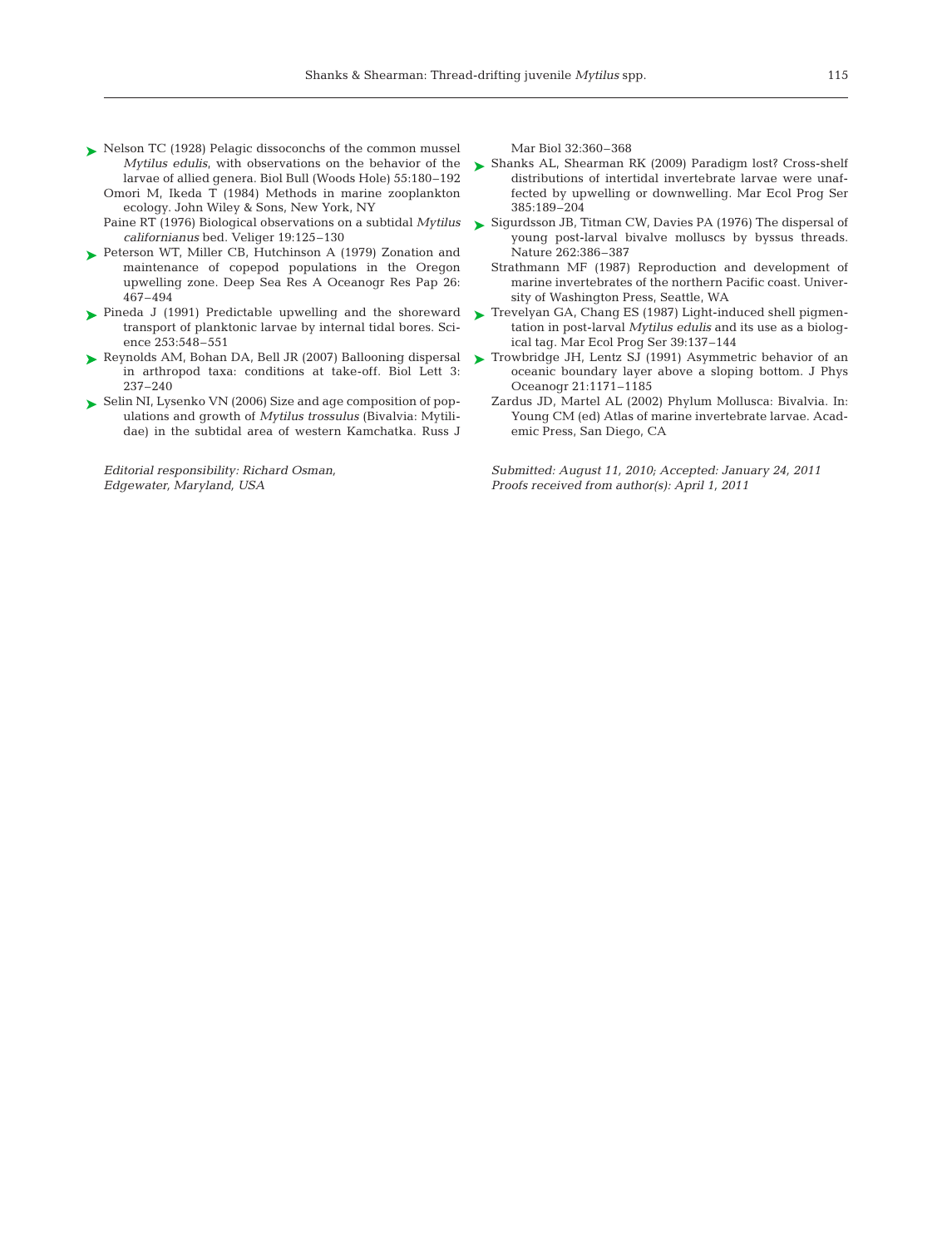Nelson TC (1928) Pelagic dissoconchs of the common mussel *Mytilus edulis*, with observations on the behavior of the larvae of allied genera. Biol Bull (Woods Hole) 55:180–192

Omori M, Ikeda T (1984) Methods in marine zooplankton ecology. John Wiley & Sons, New York, NY

Paine RT (1976) Biological observations on a subtidal *Mytilus californianus* bed. Veliger 19:125–130

Peterson WT, Miller CB, Hutchinson A (1979) Zonation and maintenance of copepod populations in the Oregon upwelling zone. Deep Sea Res A Oceanogr Res Pap 26: 467–494

Pineda J (1991) Predictable upwelling and the shoreward transport of planktonic larvae by internal tidal bores. Science 253:548–551

Reynolds AM, Bohan DA, Bell JR (2007) Ballooning dispersal in arthropod taxa: conditions at take-off. Biol Lett 3: 237–240

Selin NI, Lysenko VN (2006) Size and age composition of populations and growth of *Mytilus trossulus* (Bivalvia: Mytilidae) in the subtidal area of western Kamchatka. Russ J Mar Biol 32:360–368

Shanks AL, Shearman RK (2009) Paradigm lost? Cross-shelf distributions of intertidal invertebrate larvae were unaffected by upwelling or downwelling. Mar Ecol Prog Ser 385:189–204

Sigurdsson JB, Titman CW, Davies PA (1976) The dispersal of young post-larval bivalve molluscs by byssus threads. Nature 262:386–387

Strathmann MF (1987) Reproduction and development of marine invertebrates of the northern Pacific coast. University of Washington Press, Seattle, WA

Trevelyan GA, Chang ES (1987) Light-induced shell pigmentation in post-larval *Mytilus edulis* and its use as a biological tag. Mar Ecol Prog Ser 39:137–144

Trowbridge JH, Lentz SJ (1991) Asymmetric behavior of an oceanic boundary layer above a sloping bottom. J Phys Oceanogr 21:1171–1185

Zardus JD, Martel AL (2002) Phylum Mollusca: Bivalvia. In: Young CM (ed) Atlas of marine invertebrate larvae. Academic Press, San Diego, CA

*Editorial responsibility: Richard Osman, Edgewater, Maryland, USA*

*Submitted: August 11, 2010; Accepted: January 24, 2011*
*Proofs received from author(s): April 1, 2011*